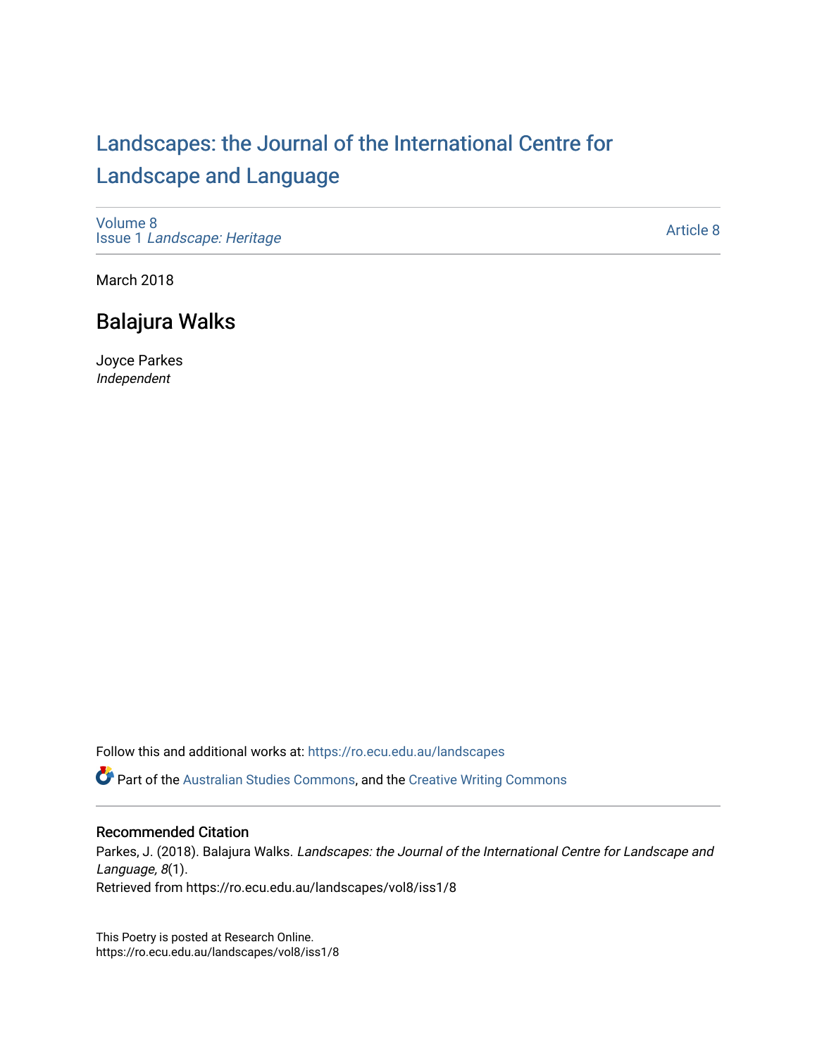# Landscapes: the Journal of the International Centre for Landscape and Language

Volume 8
Issue 1 *Landscape: Heritage*

Article 8

March 2018

## Balajura Walks

Joyce Parkes
*Independent*

Follow this and additional works at: https://ro.ecu.edu.au/landscapes

Part of the Australian Studies Commons, and the Creative Writing Commons

### Recommended Citation

Parkes, J. (2018). Balajura Walks. *Landscapes: the Journal of the International Centre for Landscape and Language, 8*(1).
Retrieved from https://ro.ecu.edu.au/landscapes/vol8/iss1/8

This Poetry is posted at Research Online.
https://ro.ecu.edu.au/landscapes/vol8/iss1/8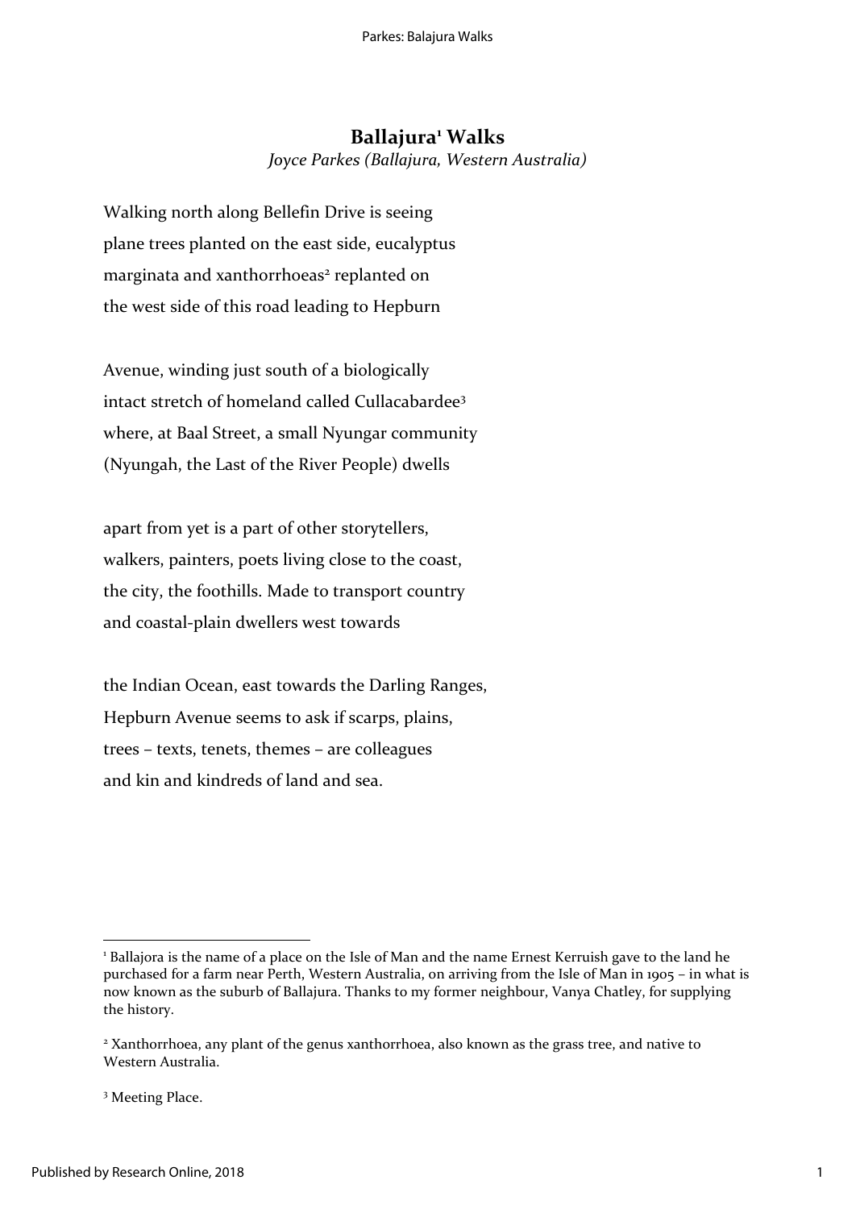# Ballajura[1] Walks

*Joyce Parkes (Ballajura, Western Australia)*

Walking north along Bellefin Drive is seeing
plane trees planted on the east side, eucalyptus
marginata and xanthorrhoeas[2] replanted on
the west side of this road leading to Hepburn

Avenue, winding just south of a biologically
intact stretch of homeland called Cullacabardee[3]
where, at Baal Street, a small Nyungar community
(Nyungah, the Last of the River People) dwells

apart from yet is a part of other storytellers,
walkers, painters, poets living close to the coast,
the city, the foothills. Made to transport country
and coastal-plain dwellers west towards

the Indian Ocean, east towards the Darling Ranges,
Hepburn Avenue seems to ask if scarps, plains,
trees – texts, tenets, themes – are colleagues
and kin and kindreds of land and sea.

---

[1] Ballajora is the name of a place on the Isle of Man and the name Ernest Kerruish gave to the land he purchased for a farm near Perth, Western Australia, on arriving from the Isle of Man in 1905 – in what is now known as the suburb of Ballajura. Thanks to my former neighbour, Vanya Chatley, for supplying the history.

[2] Xanthorrhoea, any plant of the genus xanthorrhoea, also known as the grass tree, and native to Western Australia.

[3] Meeting Place.